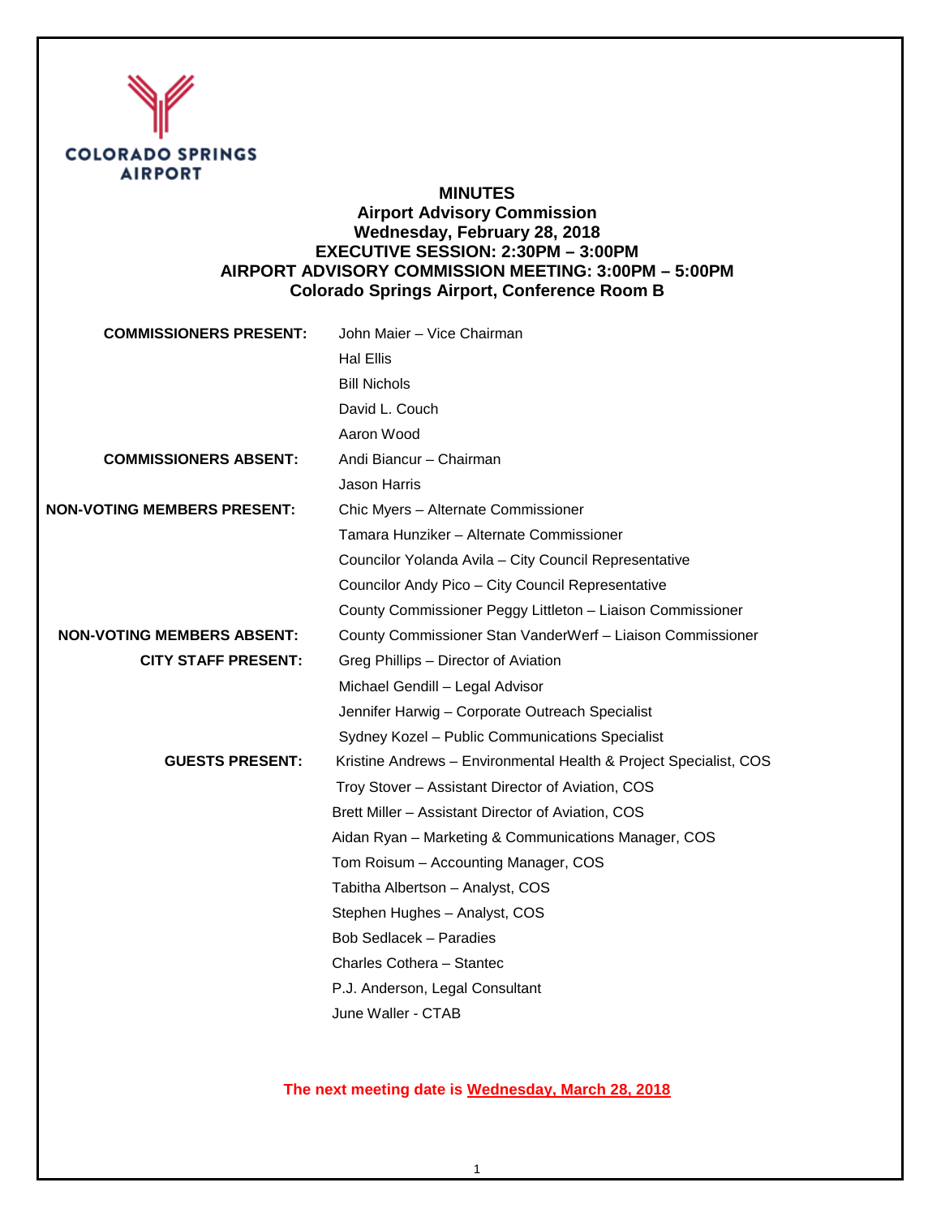COLORADO SPRINGS AIRPORT

# MINUTES
## Airport Advisory Commission
### Wednesday, February 28, 2018
### EXECUTIVE SESSION: 2:30PM – 3:00PM
### AIRPORT ADVISORY COMMISSION MEETING: 3:00PM – 5:00PM
### Colorado Springs Airport, Conference Room B

| | |
|---|---|
| **COMMISSIONERS PRESENT:** | John Maier – Vice Chairman |
| | Hal Ellis |
| | Bill Nichols |
| | David L. Couch |
| | Aaron Wood |
| **COMMISSIONERS ABSENT:** | Andi Biancur – Chairman |
| | Jason Harris |
| **NON-VOTING MEMBERS PRESENT:** | Chic Myers – Alternate Commissioner |
| | Tamara Hunziker – Alternate Commissioner |
| | Councilor Yolanda Avila – City Council Representative |
| | Councilor Andy Pico – City Council Representative |
| | County Commissioner Peggy Littleton – Liaison Commissioner |
| **NON-VOTING MEMBERS ABSENT:** | County Commissioner Stan VanderWerf – Liaison Commissioner |
| **CITY STAFF PRESENT:** | Greg Phillips – Director of Aviation |
| | Michael Gendill – Legal Advisor |
| | Jennifer Harwig – Corporate Outreach Specialist |
| | Sydney Kozel – Public Communications Specialist |
| **GUESTS PRESENT:** | Kristine Andrews – Environmental Health & Project Specialist, COS |
| | Troy Stover – Assistant Director of Aviation, COS |
| | Brett Miller – Assistant Director of Aviation, COS |
| | Aidan Ryan – Marketing & Communications Manager, COS |
| | Tom Roisum – Accounting Manager, COS |
| | Tabitha Albertson – Analyst, COS |
| | Stephen Hughes – Analyst, COS |
| | Bob Sedlacek – Paradies |
| | Charles Cothera – Stantec |
| | P.J. Anderson, Legal Consultant |
| | June Waller - CTAB |

**The next meeting date is Wednesday, March 28, 2018**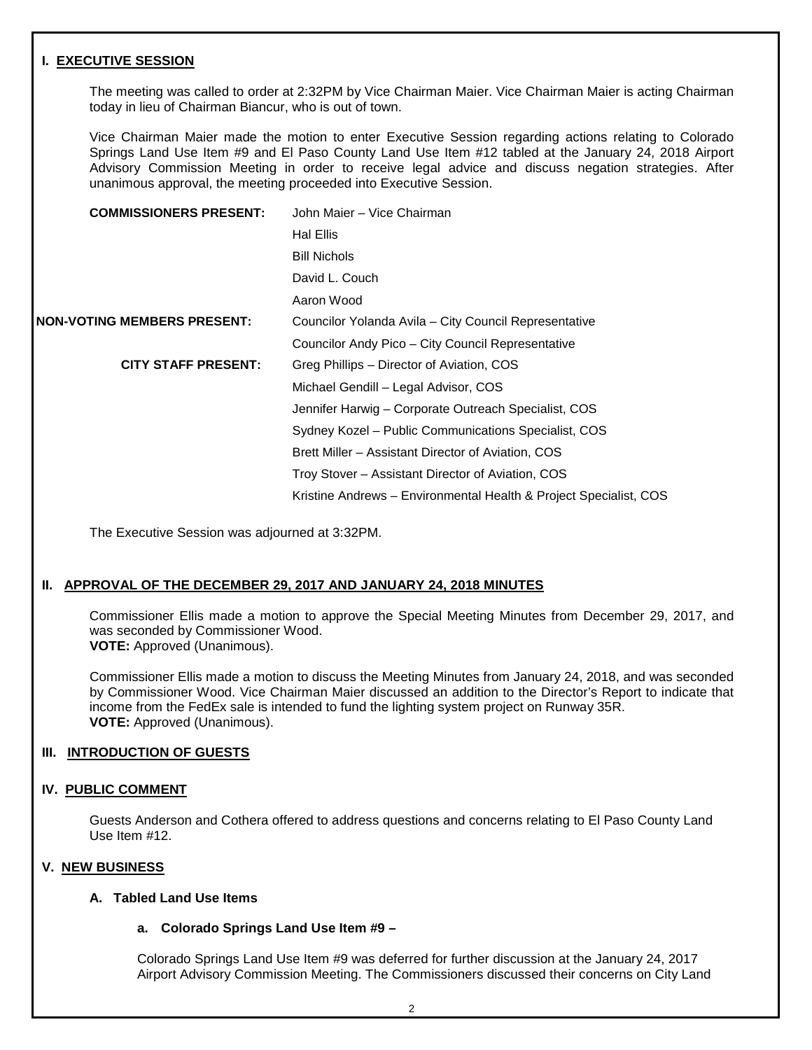## I. EXECUTIVE SESSION

The meeting was called to order at 2:32PM by Vice Chairman Maier. Vice Chairman Maier is acting Chairman today in lieu of Chairman Biancur, who is out of town.

Vice Chairman Maier made the motion to enter Executive Session regarding actions relating to Colorado Springs Land Use Item #9 and El Paso County Land Use Item #12 tabled at the January 24, 2018 Airport Advisory Commission Meeting in order to receive legal advice and discuss negation strategies. After unanimous approval, the meeting proceeded into Executive Session.

| | |
|---|---|
| **COMMISSIONERS PRESENT:** | John Maier – Vice Chairman |
| | Hal Ellis |
| | Bill Nichols |
| | David L. Couch |
| | Aaron Wood |
| **NON-VOTING MEMBERS PRESENT:** | Councilor Yolanda Avila – City Council Representative |
| | Councilor Andy Pico – City Council Representative |
| **CITY STAFF PRESENT:** | Greg Phillips – Director of Aviation, COS |
| | Michael Gendill – Legal Advisor, COS |
| | Jennifer Harwig – Corporate Outreach Specialist, COS |
| | Sydney Kozel – Public Communications Specialist, COS |
| | Brett Miller – Assistant Director of Aviation, COS |
| | Troy Stover – Assistant Director of Aviation, COS |
| | Kristine Andrews – Environmental Health & Project Specialist, COS |

The Executive Session was adjourned at 3:32PM.

## II. APPROVAL OF THE DECEMBER 29, 2017 AND JANUARY 24, 2018 MINUTES

Commissioner Ellis made a motion to approve the Special Meeting Minutes from December 29, 2017, and was seconded by Commissioner Wood.
**VOTE:** Approved (Unanimous).

Commissioner Ellis made a motion to discuss the Meeting Minutes from January 24, 2018, and was seconded by Commissioner Wood. Vice Chairman Maier discussed an addition to the Director's Report to indicate that income from the FedEx sale is intended to fund the lighting system project on Runway 35R.
**VOTE:** Approved (Unanimous).

## III. INTRODUCTION OF GUESTS

## IV. PUBLIC COMMENT

Guests Anderson and Cothera offered to address questions and concerns relating to El Paso County Land Use Item #12.

## V. NEW BUSINESS

### A. Tabled Land Use Items

#### a. Colorado Springs Land Use Item #9 –

Colorado Springs Land Use Item #9 was deferred for further discussion at the January 24, 2017 Airport Advisory Commission Meeting. The Commissioners discussed their concerns on City Land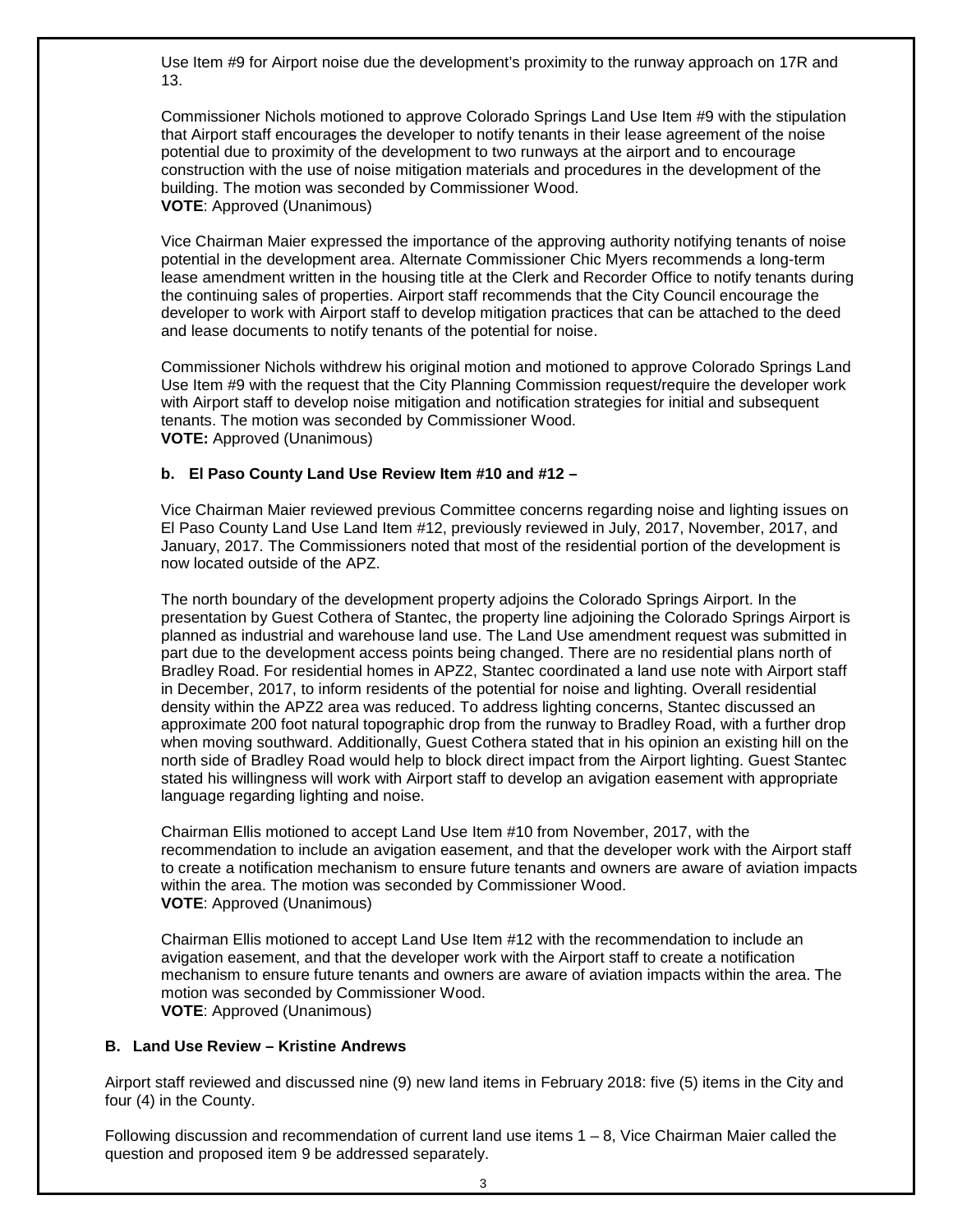Use Item #9 for Airport noise due the development's proximity to the runway approach on 17R and 13.

Commissioner Nichols motioned to approve Colorado Springs Land Use Item #9 with the stipulation that Airport staff encourages the developer to notify tenants in their lease agreement of the noise potential due to proximity of the development to two runways at the airport and to encourage construction with the use of noise mitigation materials and procedures in the development of the building. The motion was seconded by Commissioner Wood.
**VOTE**: Approved (Unanimous)

Vice Chairman Maier expressed the importance of the approving authority notifying tenants of noise potential in the development area. Alternate Commissioner Chic Myers recommends a long-term lease amendment written in the housing title at the Clerk and Recorder Office to notify tenants during the continuing sales of properties. Airport staff recommends that the City Council encourage the developer to work with Airport staff to develop mitigation practices that can be attached to the deed and lease documents to notify tenants of the potential for noise.

Commissioner Nichols withdrew his original motion and motioned to approve Colorado Springs Land Use Item #9 with the request that the City Planning Commission request/require the developer work with Airport staff to develop noise mitigation and notification strategies for initial and subsequent tenants. The motion was seconded by Commissioner Wood.
**VOTE:** Approved (Unanimous)

**b. El Paso County Land Use Review Item #10 and #12 –**

Vice Chairman Maier reviewed previous Committee concerns regarding noise and lighting issues on El Paso County Land Use Land Item #12, previously reviewed in July, 2017, November, 2017, and January, 2017. The Commissioners noted that most of the residential portion of the development is now located outside of the APZ.

The north boundary of the development property adjoins the Colorado Springs Airport. In the presentation by Guest Cothera of Stantec, the property line adjoining the Colorado Springs Airport is planned as industrial and warehouse land use. The Land Use amendment request was submitted in part due to the development access points being changed. There are no residential plans north of Bradley Road. For residential homes in APZ2, Stantec coordinated a land use note with Airport staff in December, 2017, to inform residents of the potential for noise and lighting. Overall residential density within the APZ2 area was reduced. To address lighting concerns, Stantec discussed an approximate 200 foot natural topographic drop from the runway to Bradley Road, with a further drop when moving southward. Additionally, Guest Cothera stated that in his opinion an existing hill on the north side of Bradley Road would help to block direct impact from the Airport lighting. Guest Stantec stated his willingness will work with Airport staff to develop an avigation easement with appropriate language regarding lighting and noise.

Chairman Ellis motioned to accept Land Use Item #10 from November, 2017, with the recommendation to include an avigation easement, and that the developer work with the Airport staff to create a notification mechanism to ensure future tenants and owners are aware of aviation impacts within the area. The motion was seconded by Commissioner Wood.
**VOTE**: Approved (Unanimous)

Chairman Ellis motioned to accept Land Use Item #12 with the recommendation to include an avigation easement, and that the developer work with the Airport staff to create a notification mechanism to ensure future tenants and owners are aware of aviation impacts within the area. The motion was seconded by Commissioner Wood.
**VOTE**: Approved (Unanimous)

**B. Land Use Review – Kristine Andrews**

Airport staff reviewed and discussed nine (9) new land items in February 2018: five (5) items in the City and four (4) in the County.

Following discussion and recommendation of current land use items 1 – 8, Vice Chairman Maier called the question and proposed item 9 be addressed separately.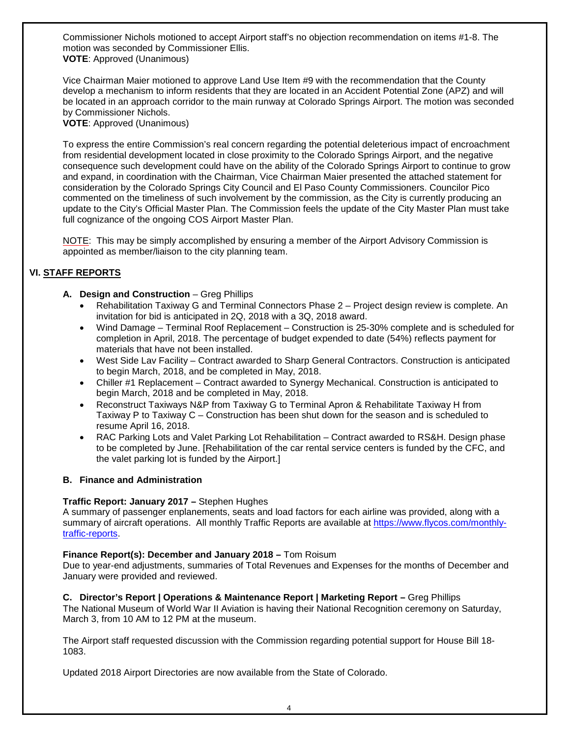Commissioner Nichols motioned to accept Airport staff's no objection recommendation on items #1-8. The motion was seconded by Commissioner Ellis.
**VOTE**: Approved (Unanimous)

Vice Chairman Maier motioned to approve Land Use Item #9 with the recommendation that the County develop a mechanism to inform residents that they are located in an Accident Potential Zone (APZ) and will be located in an approach corridor to the main runway at Colorado Springs Airport. The motion was seconded by Commissioner Nichols.
**VOTE**: Approved (Unanimous)

To express the entire Commission's real concern regarding the potential deleterious impact of encroachment from residential development located in close proximity to the Colorado Springs Airport, and the negative consequence such development could have on the ability of the Colorado Springs Airport to continue to grow and expand, in coordination with the Chairman, Vice Chairman Maier presented the attached statement for consideration by the Colorado Springs City Council and El Paso County Commissioners. Councilor Pico commented on the timeliness of such involvement by the commission, as the City is currently producing an update to the City's Official Master Plan. The Commission feels the update of the City Master Plan must take full cognizance of the ongoing COS Airport Master Plan.

NOTE: This may be simply accomplished by ensuring a member of the Airport Advisory Commission is appointed as member/liaison to the city planning team.

## VI. STAFF REPORTS

**A. Design and Construction** – Greg Phillips

- Rehabilitation Taxiway G and Terminal Connectors Phase 2 – Project design review is complete. An invitation for bid is anticipated in 2Q, 2018 with a 3Q, 2018 award.
- Wind Damage – Terminal Roof Replacement – Construction is 25-30% complete and is scheduled for completion in April, 2018. The percentage of budget expended to date (54%) reflects payment for materials that have not been installed.
- West Side Lav Facility – Contract awarded to Sharp General Contractors. Construction is anticipated to begin March, 2018, and be completed in May, 2018.
- Chiller #1 Replacement – Contract awarded to Synergy Mechanical. Construction is anticipated to begin March, 2018 and be completed in May, 2018.
- Reconstruct Taxiways N&P from Taxiway G to Terminal Apron & Rehabilitate Taxiway H from Taxiway P to Taxiway C – Construction has been shut down for the season and is scheduled to resume April 16, 2018.
- RAC Parking Lots and Valet Parking Lot Rehabilitation – Contract awarded to RS&H. Design phase to be completed by June. [Rehabilitation of the car rental service centers is funded by the CFC, and the valet parking lot is funded by the Airport.]

**B. Finance and Administration**

**Traffic Report: January 2017 –** Stephen Hughes
A summary of passenger enplanements, seats and load factors for each airline was provided, along with a summary of aircraft operations. All monthly Traffic Reports are available at https://www.flycos.com/monthly-traffic-reports.

**Finance Report(s): December and January 2018 –** Tom Roisum
Due to year-end adjustments, summaries of Total Revenues and Expenses for the months of December and January were provided and reviewed.

**C. Director's Report | Operations & Maintenance Report | Marketing Report –** Greg Phillips
The National Museum of World War II Aviation is having their National Recognition ceremony on Saturday, March 3, from 10 AM to 12 PM at the museum.

The Airport staff requested discussion with the Commission regarding potential support for House Bill 18-1083.

Updated 2018 Airport Directories are now available from the State of Colorado.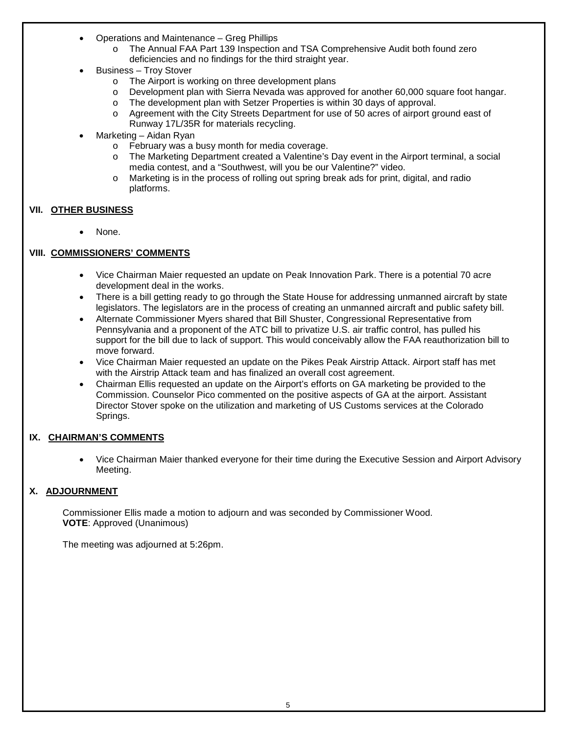- Operations and Maintenance – Greg Phillips
  - The Annual FAA Part 139 Inspection and TSA Comprehensive Audit both found zero deficiencies and no findings for the third straight year.
- Business – Troy Stover
  - The Airport is working on three development plans
  - Development plan with Sierra Nevada was approved for another 60,000 square foot hangar.
  - The development plan with Setzer Properties is within 30 days of approval.
  - Agreement with the City Streets Department for use of 50 acres of airport ground east of Runway 17L/35R for materials recycling.
- Marketing – Aidan Ryan
  - February was a busy month for media coverage.
  - The Marketing Department created a Valentine's Day event in the Airport terminal, a social media contest, and a "Southwest, will you be our Valentine?" video.
  - Marketing is in the process of rolling out spring break ads for print, digital, and radio platforms.

## VII. OTHER BUSINESS

- None.

## VIII. COMMISSIONERS' COMMENTS

- Vice Chairman Maier requested an update on Peak Innovation Park. There is a potential 70 acre development deal in the works.
- There is a bill getting ready to go through the State House for addressing unmanned aircraft by state legislators. The legislators are in the process of creating an unmanned aircraft and public safety bill.
- Alternate Commissioner Myers shared that Bill Shuster, Congressional Representative from Pennsylvania and a proponent of the ATC bill to privatize U.S. air traffic control, has pulled his support for the bill due to lack of support. This would conceivably allow the FAA reauthorization bill to move forward.
- Vice Chairman Maier requested an update on the Pikes Peak Airstrip Attack. Airport staff has met with the Airstrip Attack team and has finalized an overall cost agreement.
- Chairman Ellis requested an update on the Airport's efforts on GA marketing be provided to the Commission. Counselor Pico commented on the positive aspects of GA at the airport. Assistant Director Stover spoke on the utilization and marketing of US Customs services at the Colorado Springs.

## IX. CHAIRMAN'S COMMENTS

- Vice Chairman Maier thanked everyone for their time during the Executive Session and Airport Advisory Meeting.

## X. ADJOURNMENT

Commissioner Ellis made a motion to adjourn and was seconded by Commissioner Wood.
**VOTE**: Approved (Unanimous)

The meeting was adjourned at 5:26pm.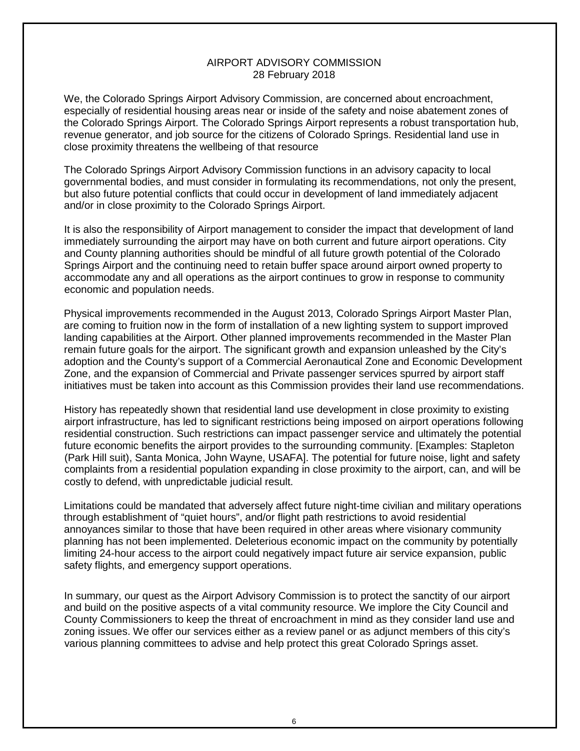AIRPORT ADVISORY COMMISSION
28 February 2018

We, the Colorado Springs Airport Advisory Commission, are concerned about encroachment, especially of residential housing areas near or inside of the safety and noise abatement zones of the Colorado Springs Airport. The Colorado Springs Airport represents a robust transportation hub, revenue generator, and job source for the citizens of Colorado Springs. Residential land use in close proximity threatens the wellbeing of that resource

The Colorado Springs Airport Advisory Commission functions in an advisory capacity to local governmental bodies, and must consider in formulating its recommendations, not only the present, but also future potential conflicts that could occur in development of land immediately adjacent and/or in close proximity to the Colorado Springs Airport.

It is also the responsibility of Airport management to consider the impact that development of land immediately surrounding the airport may have on both current and future airport operations. City and County planning authorities should be mindful of all future growth potential of the Colorado Springs Airport and the continuing need to retain buffer space around airport owned property to accommodate any and all operations as the airport continues to grow in response to community economic and population needs.

Physical improvements recommended in the August 2013, Colorado Springs Airport Master Plan, are coming to fruition now in the form of installation of a new lighting system to support improved landing capabilities at the Airport. Other planned improvements recommended in the Master Plan remain future goals for the airport. The significant growth and expansion unleashed by the City's adoption and the County's support of a Commercial Aeronautical Zone and Economic Development Zone, and the expansion of Commercial and Private passenger services spurred by airport staff initiatives must be taken into account as this Commission provides their land use recommendations.

History has repeatedly shown that residential land use development in close proximity to existing airport infrastructure, has led to significant restrictions being imposed on airport operations following residential construction. Such restrictions can impact passenger service and ultimately the potential future economic benefits the airport provides to the surrounding community. [Examples: Stapleton (Park Hill suit), Santa Monica, John Wayne, USAFA]. The potential for future noise, light and safety complaints from a residential population expanding in close proximity to the airport, can, and will be costly to defend, with unpredictable judicial result.

Limitations could be mandated that adversely affect future night-time civilian and military operations through establishment of "quiet hours", and/or flight path restrictions to avoid residential annoyances similar to those that have been required in other areas where visionary community planning has not been implemented. Deleterious economic impact on the community by potentially limiting 24-hour access to the airport could negatively impact future air service expansion, public safety flights, and emergency support operations.

In summary, our quest as the Airport Advisory Commission is to protect the sanctity of our airport and build on the positive aspects of a vital community resource. We implore the City Council and County Commissioners to keep the threat of encroachment in mind as they consider land use and zoning issues. We offer our services either as a review panel or as adjunct members of this city's various planning committees to advise and help protect this great Colorado Springs asset.